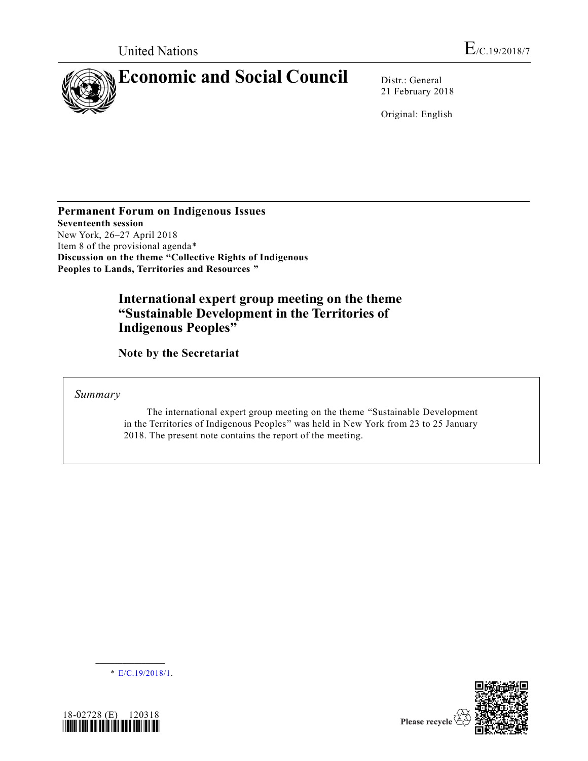United Nations E/C.19/2018/7

# Economic and Social Council

Distr.: General
21 February 2018

Original: English

**Permanent Forum on Indigenous Issues**
**Seventeenth session**
New York, 26–27 April 2018
Item 8 of the provisional agenda*
**Discussion on the theme "Collective Rights of Indigenous Peoples to Lands, Territories and Resources "**

## International expert group meeting on the theme "Sustainable Development in the Territories of Indigenous Peoples"

### Note by the Secretariat

*Summary*

The international expert group meeting on the theme "Sustainable Development in the Territories of Indigenous Peoples" was held in New York from 23 to 25 January 2018. The present note contains the report of the meeting.

---

\* E/C.19/2018/1.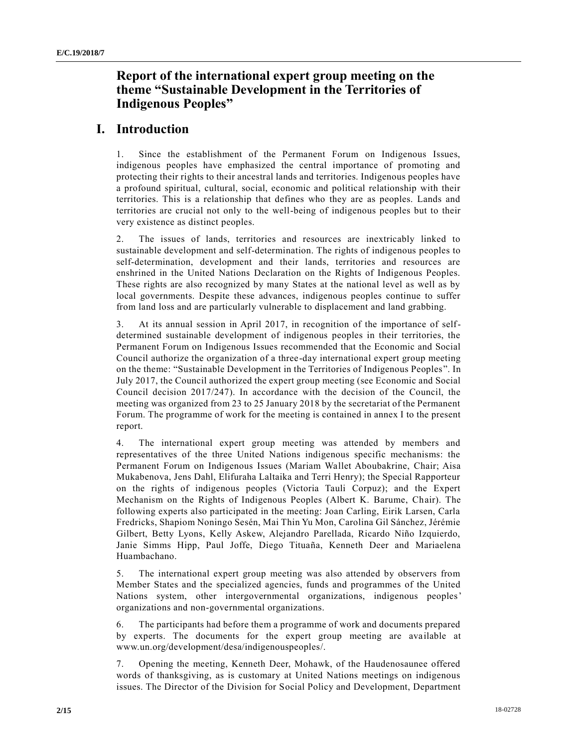# Report of the international expert group meeting on the theme "Sustainable Development in the Territories of Indigenous Peoples"

## I. Introduction

1. Since the establishment of the Permanent Forum on Indigenous Issues, indigenous peoples have emphasized the central importance of promoting and protecting their rights to their ancestral lands and territories. Indigenous peoples have a profound spiritual, cultural, social, economic and political relationship with their territories. This is a relationship that defines who they are as peoples. Lands and territories are crucial not only to the well-being of indigenous peoples but to their very existence as distinct peoples.

2. The issues of lands, territories and resources are inextricably linked to sustainable development and self-determination. The rights of indigenous peoples to self-determination, development and their lands, territories and resources are enshrined in the United Nations Declaration on the Rights of Indigenous Peoples. These rights are also recognized by many States at the national level as well as by local governments. Despite these advances, indigenous peoples continue to suffer from land loss and are particularly vulnerable to displacement and land grabbing.

3. At its annual session in April 2017, in recognition of the importance of self-determined sustainable development of indigenous peoples in their territories, the Permanent Forum on Indigenous Issues recommended that the Economic and Social Council authorize the organization of a three-day international expert group meeting on the theme: "Sustainable Development in the Territories of Indigenous Peoples". In July 2017, the Council authorized the expert group meeting (see Economic and Social Council decision 2017/247). In accordance with the decision of the Council, the meeting was organized from 23 to 25 January 2018 by the secretariat of the Permanent Forum. The programme of work for the meeting is contained in annex I to the present report.

4. The international expert group meeting was attended by members and representatives of the three United Nations indigenous specific mechanisms: the Permanent Forum on Indigenous Issues (Mariam Wallet Aboubakrine, Chair; Aisa Mukabenova, Jens Dahl, Elifuraha Laltaika and Terri Henry); the Special Rapporteur on the rights of indigenous peoples (Victoria Tauli Corpuz); and the Expert Mechanism on the Rights of Indigenous Peoples (Albert K. Barume, Chair). The following experts also participated in the meeting: Joan Carling, Eirik Larsen, Carla Fredricks, Shapiom Noningo Sesén, Mai Thin Yu Mon, Carolina Gil Sánchez, Jérémie Gilbert, Betty Lyons, Kelly Askew, Alejandro Parellada, Ricardo Niño Izquierdo, Janie Simms Hipp, Paul Joffe, Diego Tituaña, Kenneth Deer and Mariaelena Huambachano.

5. The international expert group meeting was also attended by observers from Member States and the specialized agencies, funds and programmes of the United Nations system, other intergovernmental organizations, indigenous peoples' organizations and non-governmental organizations.

6. The participants had before them a programme of work and documents prepared by experts. The documents for the expert group meeting are available at www.un.org/development/desa/indigenouspeoples/.

7. Opening the meeting, Kenneth Deer, Mohawk, of the Haudenosaunee offered words of thanksgiving, as is customary at United Nations meetings on indigenous issues. The Director of the Division for Social Policy and Development, Department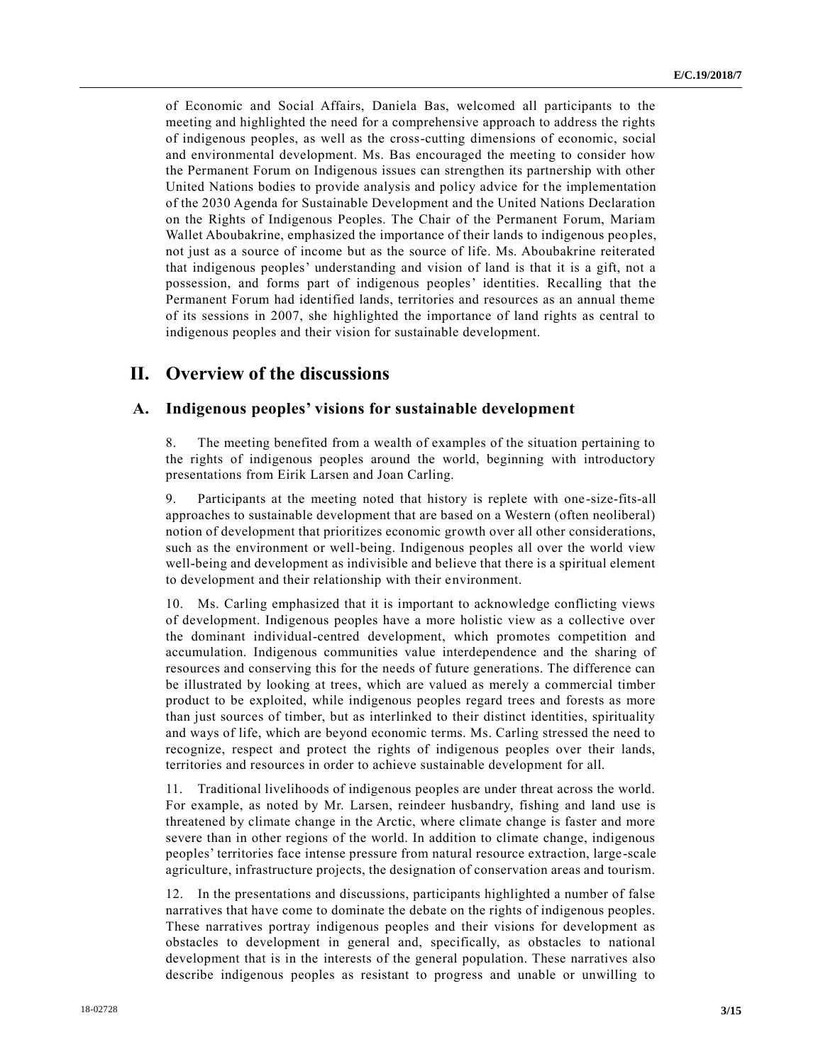of Economic and Social Affairs, Daniela Bas, welcomed all participants to the meeting and highlighted the need for a comprehensive approach to address the rights of indigenous peoples, as well as the cross-cutting dimensions of economic, social and environmental development. Ms. Bas encouraged the meeting to consider how the Permanent Forum on Indigenous issues can strengthen its partnership with other United Nations bodies to provide analysis and policy advice for the implementation of the 2030 Agenda for Sustainable Development and the United Nations Declaration on the Rights of Indigenous Peoples. The Chair of the Permanent Forum, Mariam Wallet Aboubakrine, emphasized the importance of their lands to indigenous peoples, not just as a source of income but as the source of life. Ms. Aboubakrine reiterated that indigenous peoples' understanding and vision of land is that it is a gift, not a possession, and forms part of indigenous peoples' identities. Recalling that the Permanent Forum had identified lands, territories and resources as an annual theme of its sessions in 2007, she highlighted the importance of land rights as central to indigenous peoples and their vision for sustainable development.

# II. Overview of the discussions

## A. Indigenous peoples' visions for sustainable development

8. The meeting benefited from a wealth of examples of the situation pertaining to the rights of indigenous peoples around the world, beginning with introductory presentations from Eirik Larsen and Joan Carling.

9. Participants at the meeting noted that history is replete with one-size-fits-all approaches to sustainable development that are based on a Western (often neoliberal) notion of development that prioritizes economic growth over all other considerations, such as the environment or well-being. Indigenous peoples all over the world view well-being and development as indivisible and believe that there is a spiritual element to development and their relationship with their environment.

10. Ms. Carling emphasized that it is important to acknowledge conflicting views of development. Indigenous peoples have a more holistic view as a collective over the dominant individual-centred development, which promotes competition and accumulation. Indigenous communities value interdependence and the sharing of resources and conserving this for the needs of future generations. The difference can be illustrated by looking at trees, which are valued as merely a commercial timber product to be exploited, while indigenous peoples regard trees and forests as more than just sources of timber, but as interlinked to their distinct identities, spirituality and ways of life, which are beyond economic terms. Ms. Carling stressed the need to recognize, respect and protect the rights of indigenous peoples over their lands, territories and resources in order to achieve sustainable development for all.

11. Traditional livelihoods of indigenous peoples are under threat across the world. For example, as noted by Mr. Larsen, reindeer husbandry, fishing and land use is threatened by climate change in the Arctic, where climate change is faster and more severe than in other regions of the world. In addition to climate change, indigenous peoples' territories face intense pressure from natural resource extraction, large-scale agriculture, infrastructure projects, the designation of conservation areas and tourism.

12. In the presentations and discussions, participants highlighted a number of false narratives that have come to dominate the debate on the rights of indigenous peoples. These narratives portray indigenous peoples and their visions for development as obstacles to development in general and, specifically, as obstacles to national development that is in the interests of the general population. These narratives also describe indigenous peoples as resistant to progress and unable or unwilling to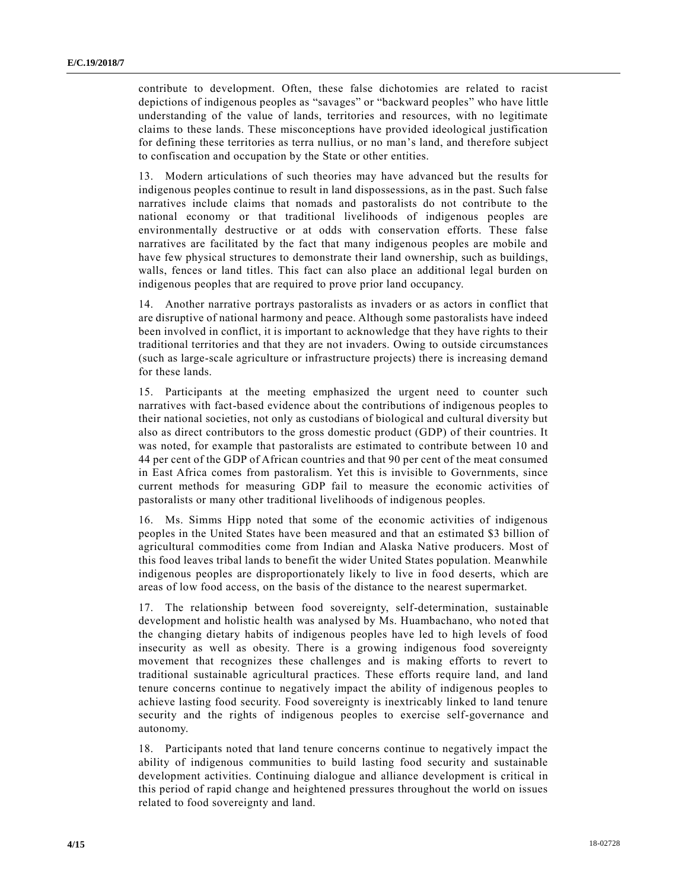contribute to development. Often, these false dichotomies are related to racist depictions of indigenous peoples as "savages" or "backward peoples" who have little understanding of the value of lands, territories and resources, with no legitimate claims to these lands. These misconceptions have provided ideological justification for defining these territories as terra nullius, or no man's land, and therefore subject to confiscation and occupation by the State or other entities.

13. Modern articulations of such theories may have advanced but the results for indigenous peoples continue to result in land dispossessions, as in the past. Such false narratives include claims that nomads and pastoralists do not contribute to the national economy or that traditional livelihoods of indigenous peoples are environmentally destructive or at odds with conservation efforts. These false narratives are facilitated by the fact that many indigenous peoples are mobile and have few physical structures to demonstrate their land ownership, such as buildings, walls, fences or land titles. This fact can also place an additional legal burden on indigenous peoples that are required to prove prior land occupancy.

14. Another narrative portrays pastoralists as invaders or as actors in conflict that are disruptive of national harmony and peace. Although some pastoralists have indeed been involved in conflict, it is important to acknowledge that they have rights to their traditional territories and that they are not invaders. Owing to outside circumstances (such as large-scale agriculture or infrastructure projects) there is increasing demand for these lands.

15. Participants at the meeting emphasized the urgent need to counter such narratives with fact-based evidence about the contributions of indigenous peoples to their national societies, not only as custodians of biological and cultural diversity but also as direct contributors to the gross domestic product (GDP) of their countries. It was noted, for example that pastoralists are estimated to contribute between 10 and 44 per cent of the GDP of African countries and that 90 per cent of the meat consumed in East Africa comes from pastoralism. Yet this is invisible to Governments, since current methods for measuring GDP fail to measure the economic activities of pastoralists or many other traditional livelihoods of indigenous peoples.

16. Ms. Simms Hipp noted that some of the economic activities of indigenous peoples in the United States have been measured and that an estimated $3 billion of agricultural commodities come from Indian and Alaska Native producers. Most of this food leaves tribal lands to benefit the wider United States population. Meanwhile indigenous peoples are disproportionately likely to live in food deserts, which are areas of low food access, on the basis of the distance to the nearest supermarket.

17. The relationship between food sovereignty, self-determination, sustainable development and holistic health was analysed by Ms. Huambachano, who noted that the changing dietary habits of indigenous peoples have led to high levels of food insecurity as well as obesity. There is a growing indigenous food sovereignty movement that recognizes these challenges and is making efforts to revert to traditional sustainable agricultural practices. These efforts require land, and land tenure concerns continue to negatively impact the ability of indigenous peoples to achieve lasting food security. Food sovereignty is inextricably linked to land tenure security and the rights of indigenous peoples to exercise self-governance and autonomy.

18. Participants noted that land tenure concerns continue to negatively impact the ability of indigenous communities to build lasting food security and sustainable development activities. Continuing dialogue and alliance development is critical in this period of rapid change and heightened pressures throughout the world on issues related to food sovereignty and land.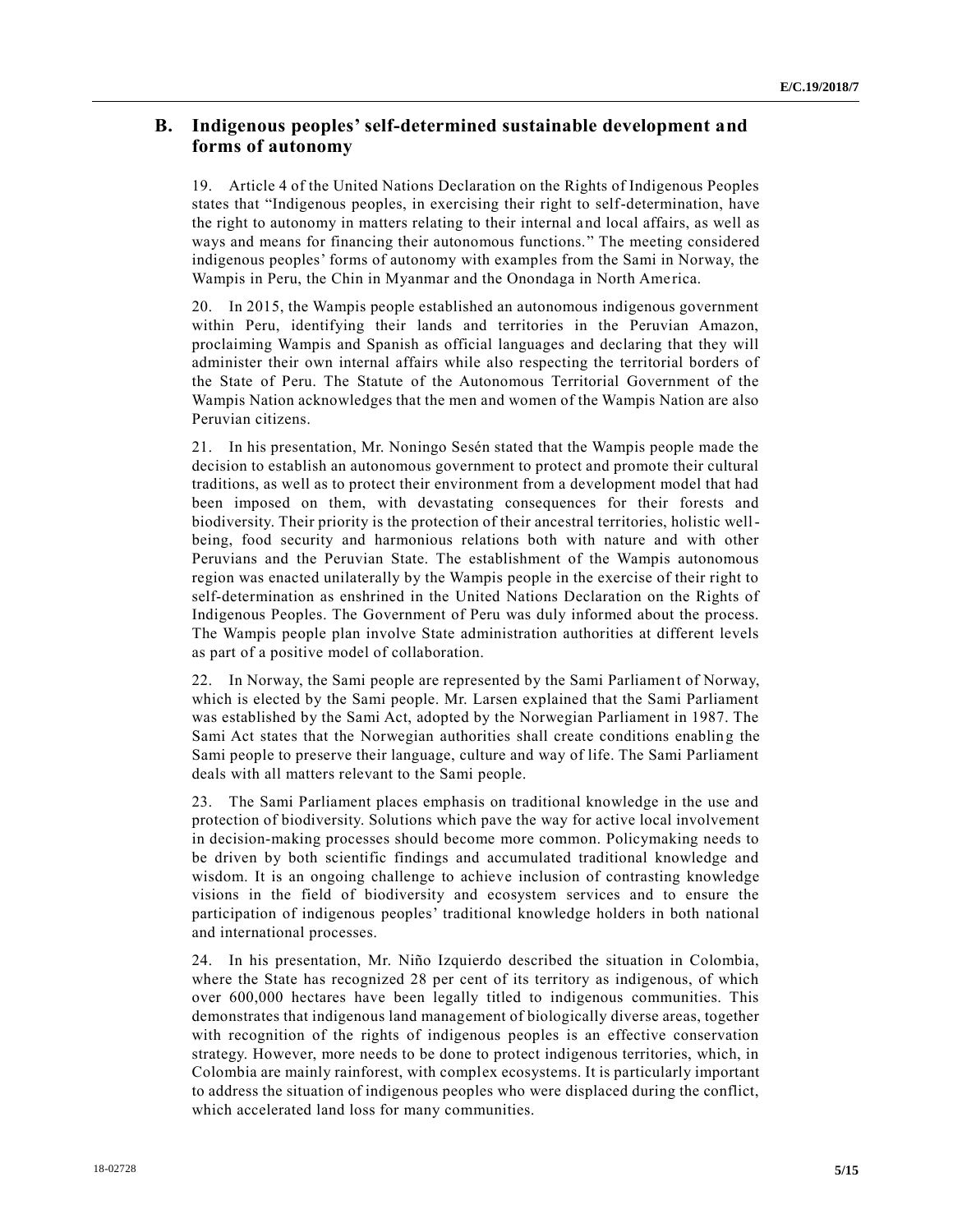## B. Indigenous peoples' self-determined sustainable development and forms of autonomy

19. Article 4 of the United Nations Declaration on the Rights of Indigenous Peoples states that "Indigenous peoples, in exercising their right to self-determination, have the right to autonomy in matters relating to their internal and local affairs, as well as ways and means for financing their autonomous functions." The meeting considered indigenous peoples' forms of autonomy with examples from the Sami in Norway, the Wampis in Peru, the Chin in Myanmar and the Onondaga in North America.

20. In 2015, the Wampis people established an autonomous indigenous government within Peru, identifying their lands and territories in the Peruvian Amazon, proclaiming Wampis and Spanish as official languages and declaring that they will administer their own internal affairs while also respecting the territorial borders of the State of Peru. The Statute of the Autonomous Territorial Government of the Wampis Nation acknowledges that the men and women of the Wampis Nation are also Peruvian citizens.

21. In his presentation, Mr. Noningo Sesén stated that the Wampis people made the decision to establish an autonomous government to protect and promote their cultural traditions, as well as to protect their environment from a development model that had been imposed on them, with devastating consequences for their forests and biodiversity. Their priority is the protection of their ancestral territories, holistic well-being, food security and harmonious relations both with nature and with other Peruvians and the Peruvian State. The establishment of the Wampis autonomous region was enacted unilaterally by the Wampis people in the exercise of their right to self-determination as enshrined in the United Nations Declaration on the Rights of Indigenous Peoples. The Government of Peru was duly informed about the process. The Wampis people plan involve State administration authorities at different levels as part of a positive model of collaboration.

22. In Norway, the Sami people are represented by the Sami Parliament of Norway, which is elected by the Sami people. Mr. Larsen explained that the Sami Parliament was established by the Sami Act, adopted by the Norwegian Parliament in 1987. The Sami Act states that the Norwegian authorities shall create conditions enabling the Sami people to preserve their language, culture and way of life. The Sami Parliament deals with all matters relevant to the Sami people.

23. The Sami Parliament places emphasis on traditional knowledge in the use and protection of biodiversity. Solutions which pave the way for active local involvement in decision-making processes should become more common. Policymaking needs to be driven by both scientific findings and accumulated traditional knowledge and wisdom. It is an ongoing challenge to achieve inclusion of contrasting knowledge visions in the field of biodiversity and ecosystem services and to ensure the participation of indigenous peoples' traditional knowledge holders in both national and international processes.

24. In his presentation, Mr. Niño Izquierdo described the situation in Colombia, where the State has recognized 28 per cent of its territory as indigenous, of which over 600,000 hectares have been legally titled to indigenous communities. This demonstrates that indigenous land management of biologically diverse areas, together with recognition of the rights of indigenous peoples is an effective conservation strategy. However, more needs to be done to protect indigenous territories, which, in Colombia are mainly rainforest, with complex ecosystems. It is particularly important to address the situation of indigenous peoples who were displaced during the conflict, which accelerated land loss for many communities.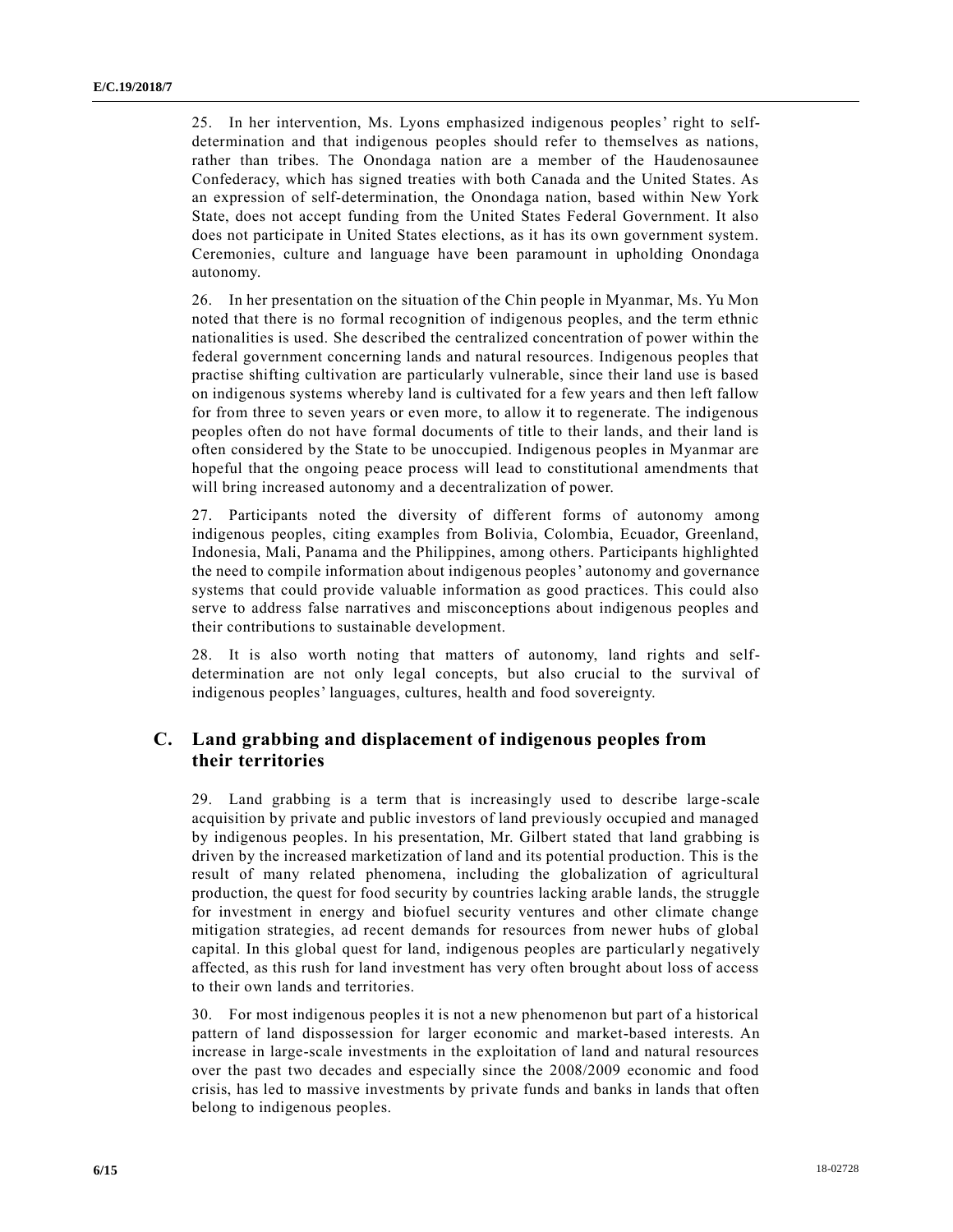25. In her intervention, Ms. Lyons emphasized indigenous peoples' right to self-determination and that indigenous peoples should refer to themselves as nations, rather than tribes. The Onondaga nation are a member of the Haudenosaunee Confederacy, which has signed treaties with both Canada and the United States. As an expression of self-determination, the Onondaga nation, based within New York State, does not accept funding from the United States Federal Government. It also does not participate in United States elections, as it has its own government system. Ceremonies, culture and language have been paramount in upholding Onondaga autonomy.

26. In her presentation on the situation of the Chin people in Myanmar, Ms. Yu Mon noted that there is no formal recognition of indigenous peoples, and the term ethnic nationalities is used. She described the centralized concentration of power within the federal government concerning lands and natural resources. Indigenous peoples that practise shifting cultivation are particularly vulnerable, since their land use is based on indigenous systems whereby land is cultivated for a few years and then left fallow for from three to seven years or even more, to allow it to regenerate. The indigenous peoples often do not have formal documents of title to their lands, and their land is often considered by the State to be unoccupied. Indigenous peoples in Myanmar are hopeful that the ongoing peace process will lead to constitutional amendments that will bring increased autonomy and a decentralization of power.

27. Participants noted the diversity of different forms of autonomy among indigenous peoples, citing examples from Bolivia, Colombia, Ecuador, Greenland, Indonesia, Mali, Panama and the Philippines, among others. Participants highlighted the need to compile information about indigenous peoples' autonomy and governance systems that could provide valuable information as good practices. This could also serve to address false narratives and misconceptions about indigenous peoples and their contributions to sustainable development.

28. It is also worth noting that matters of autonomy, land rights and self-determination are not only legal concepts, but also crucial to the survival of indigenous peoples' languages, cultures, health and food sovereignty.

## C. Land grabbing and displacement of indigenous peoples from their territories

29. Land grabbing is a term that is increasingly used to describe large-scale acquisition by private and public investors of land previously occupied and managed by indigenous peoples. In his presentation, Mr. Gilbert stated that land grabbing is driven by the increased marketization of land and its potential production. This is the result of many related phenomena, including the globalization of agricultural production, the quest for food security by countries lacking arable lands, the struggle for investment in energy and biofuel security ventures and other climate change mitigation strategies, ad recent demands for resources from newer hubs of global capital. In this global quest for land, indigenous peoples are particularly negatively affected, as this rush for land investment has very often brought about loss of access to their own lands and territories.

30. For most indigenous peoples it is not a new phenomenon but part of a historical pattern of land dispossession for larger economic and market-based interests. An increase in large-scale investments in the exploitation of land and natural resources over the past two decades and especially since the 2008/2009 economic and food crisis, has led to massive investments by private funds and banks in lands that often belong to indigenous peoples.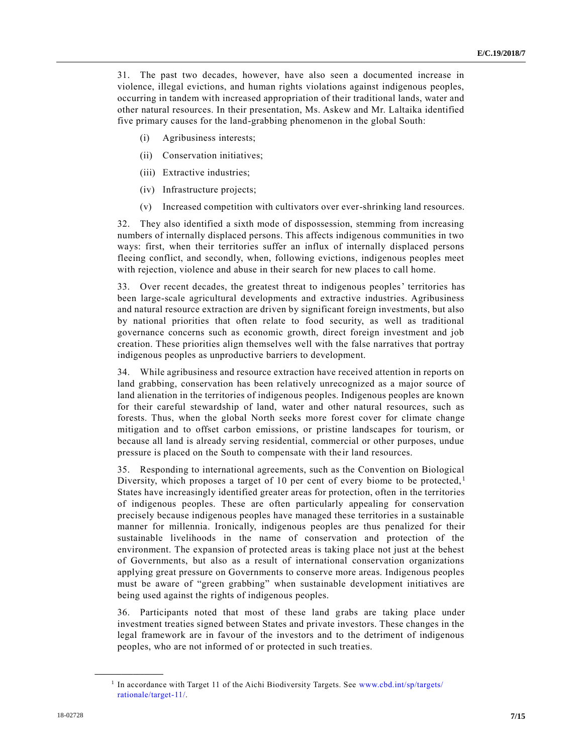31. The past two decades, however, have also seen a documented increase in violence, illegal evictions, and human rights violations against indigenous peoples, occurring in tandem with increased appropriation of their traditional lands, water and other natural resources. In their presentation, Ms. Askew and Mr. Laltaika identified five primary causes for the land-grabbing phenomenon in the global South:

(i) Agribusiness interests;

(ii) Conservation initiatives;

(iii) Extractive industries;

(iv) Infrastructure projects;

(v) Increased competition with cultivators over ever-shrinking land resources.

32. They also identified a sixth mode of dispossession, stemming from increasing numbers of internally displaced persons. This affects indigenous communities in two ways: first, when their territories suffer an influx of internally displaced persons fleeing conflict, and secondly, when, following evictions, indigenous peoples meet with rejection, violence and abuse in their search for new places to call home.

33. Over recent decades, the greatest threat to indigenous peoples' territories has been large-scale agricultural developments and extractive industries. Agribusiness and natural resource extraction are driven by significant foreign investments, but also by national priorities that often relate to food security, as well as traditional governance concerns such as economic growth, direct foreign investment and job creation. These priorities align themselves well with the false narratives that portray indigenous peoples as unproductive barriers to development.

34. While agribusiness and resource extraction have received attention in reports on land grabbing, conservation has been relatively unrecognized as a major source of land alienation in the territories of indigenous peoples. Indigenous peoples are known for their careful stewardship of land, water and other natural resources, such as forests. Thus, when the global North seeks more forest cover for climate change mitigation and to offset carbon emissions, or pristine landscapes for tourism, or because all land is already serving residential, commercial or other purposes, undue pressure is placed on the South to compensate with their land resources.

35. Responding to international agreements, such as the Convention on Biological Diversity, which proposes a target of 10 per cent of every biome to be protected,[1] States have increasingly identified greater areas for protection, often in the territories of indigenous peoples. These are often particularly appealing for conservation precisely because indigenous peoples have managed these territories in a sustainable manner for millennia. Ironically, indigenous peoples are thus penalized for their sustainable livelihoods in the name of conservation and protection of the environment. The expansion of protected areas is taking place not just at the behest of Governments, but also as a result of international conservation organizations applying great pressure on Governments to conserve more areas. Indigenous peoples must be aware of "green grabbing" when sustainable development initiatives are being used against the rights of indigenous peoples.

36. Participants noted that most of these land grabs are taking place under investment treaties signed between States and private investors. These changes in the legal framework are in favour of the investors and to the detriment of indigenous peoples, who are not informed of or protected in such treaties.

---

[1] In accordance with Target 11 of the Aichi Biodiversity Targets. See www.cbd.int/sp/targets/rationale/target-11/.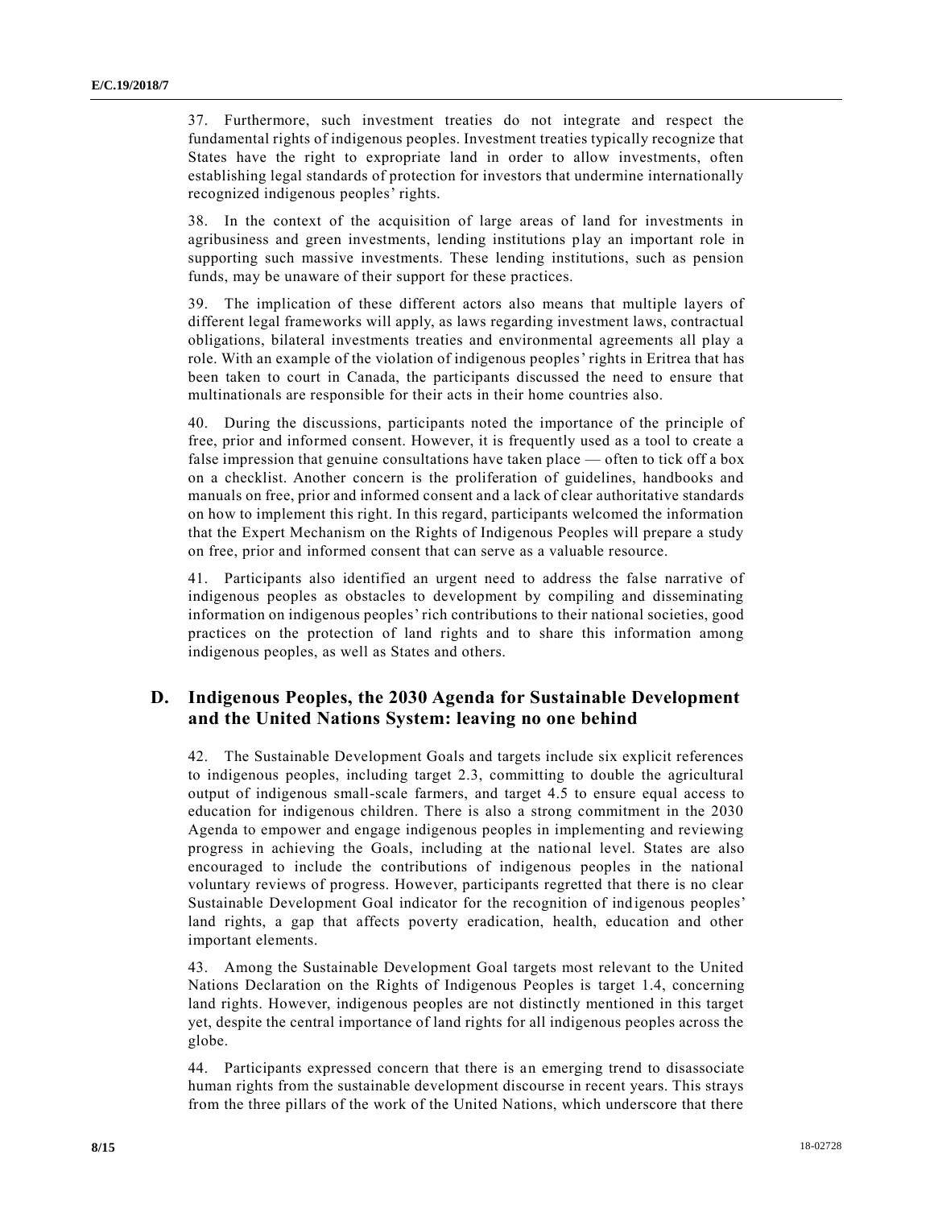37. Furthermore, such investment treaties do not integrate and respect the fundamental rights of indigenous peoples. Investment treaties typically recognize that States have the right to expropriate land in order to allow investments, often establishing legal standards of protection for investors that undermine internationally recognized indigenous peoples' rights.

38. In the context of the acquisition of large areas of land for investments in agribusiness and green investments, lending institutions play an important role in supporting such massive investments. These lending institutions, such as pension funds, may be unaware of their support for these practices.

39. The implication of these different actors also means that multiple layers of different legal frameworks will apply, as laws regarding investment laws, contractual obligations, bilateral investments treaties and environmental agreements all play a role. With an example of the violation of indigenous peoples' rights in Eritrea that has been taken to court in Canada, the participants discussed the need to ensure that multinationals are responsible for their acts in their home countries also.

40. During the discussions, participants noted the importance of the principle of free, prior and informed consent. However, it is frequently used as a tool to create a false impression that genuine consultations have taken place — often to tick off a box on a checklist. Another concern is the proliferation of guidelines, handbooks and manuals on free, prior and informed consent and a lack of clear authoritative standards on how to implement this right. In this regard, participants welcomed the information that the Expert Mechanism on the Rights of Indigenous Peoples will prepare a study on free, prior and informed consent that can serve as a valuable resource.

41. Participants also identified an urgent need to address the false narrative of indigenous peoples as obstacles to development by compiling and disseminating information on indigenous peoples' rich contributions to their national societies, good practices on the protection of land rights and to share this information among indigenous peoples, as well as States and others.

## D. Indigenous Peoples, the 2030 Agenda for Sustainable Development and the United Nations System: leaving no one behind

42. The Sustainable Development Goals and targets include six explicit references to indigenous peoples, including target 2.3, committing to double the agricultural output of indigenous small-scale farmers, and target 4.5 to ensure equal access to education for indigenous children. There is also a strong commitment in the 2030 Agenda to empower and engage indigenous peoples in implementing and reviewing progress in achieving the Goals, including at the national level. States are also encouraged to include the contributions of indigenous peoples in the national voluntary reviews of progress. However, participants regretted that there is no clear Sustainable Development Goal indicator for the recognition of indigenous peoples' land rights, a gap that affects poverty eradication, health, education and other important elements.

43. Among the Sustainable Development Goal targets most relevant to the United Nations Declaration on the Rights of Indigenous Peoples is target 1.4, concerning land rights. However, indigenous peoples are not distinctly mentioned in this target yet, despite the central importance of land rights for all indigenous peoples across the globe.

44. Participants expressed concern that there is an emerging trend to disassociate human rights from the sustainable development discourse in recent years. This strays from the three pillars of the work of the United Nations, which underscore that there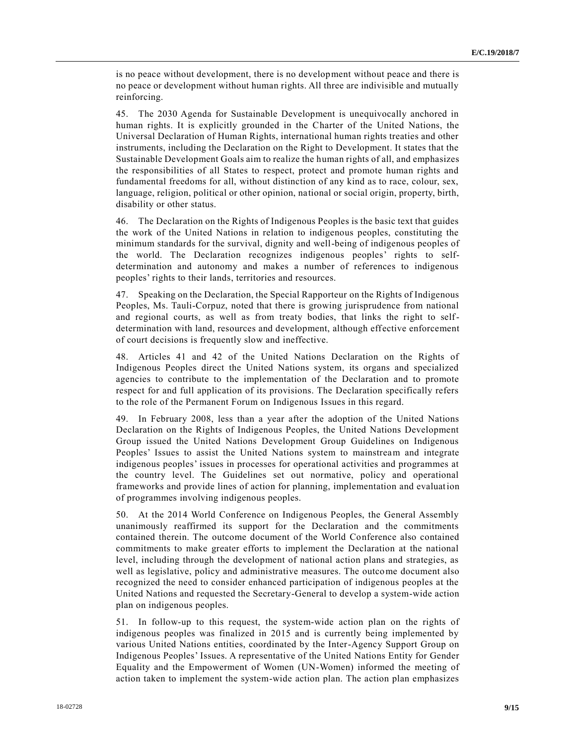is no peace without development, there is no development without peace and there is no peace or development without human rights. All three are indivisible and mutually reinforcing.

45. The 2030 Agenda for Sustainable Development is unequivocally anchored in human rights. It is explicitly grounded in the Charter of the United Nations, the Universal Declaration of Human Rights, international human rights treaties and other instruments, including the Declaration on the Right to Development. It states that the Sustainable Development Goals aim to realize the human rights of all, and emphasizes the responsibilities of all States to respect, protect and promote human rights and fundamental freedoms for all, without distinction of any kind as to race, colour, sex, language, religion, political or other opinion, national or social origin, property, birth, disability or other status.

46. The Declaration on the Rights of Indigenous Peoples is the basic text that guides the work of the United Nations in relation to indigenous peoples, constituting the minimum standards for the survival, dignity and well-being of indigenous peoples of the world. The Declaration recognizes indigenous peoples' rights to self-determination and autonomy and makes a number of references to indigenous peoples' rights to their lands, territories and resources.

47. Speaking on the Declaration, the Special Rapporteur on the Rights of Indigenous Peoples, Ms. Tauli-Corpuz, noted that there is growing jurisprudence from national and regional courts, as well as from treaty bodies, that links the right to self-determination with land, resources and development, although effective enforcement of court decisions is frequently slow and ineffective.

48. Articles 41 and 42 of the United Nations Declaration on the Rights of Indigenous Peoples direct the United Nations system, its organs and specialized agencies to contribute to the implementation of the Declaration and to promote respect for and full application of its provisions. The Declaration specifically refers to the role of the Permanent Forum on Indigenous Issues in this regard.

49. In February 2008, less than a year after the adoption of the United Nations Declaration on the Rights of Indigenous Peoples, the United Nations Development Group issued the United Nations Development Group Guidelines on Indigenous Peoples' Issues to assist the United Nations system to mainstream and integrate indigenous peoples' issues in processes for operational activities and programmes at the country level. The Guidelines set out normative, policy and operational frameworks and provide lines of action for planning, implementation and evaluation of programmes involving indigenous peoples.

50. At the 2014 World Conference on Indigenous Peoples, the General Assembly unanimously reaffirmed its support for the Declaration and the commitments contained therein. The outcome document of the World Conference also contained commitments to make greater efforts to implement the Declaration at the national level, including through the development of national action plans and strategies, as well as legislative, policy and administrative measures. The outcome document also recognized the need to consider enhanced participation of indigenous peoples at the United Nations and requested the Secretary-General to develop a system-wide action plan on indigenous peoples.

51. In follow-up to this request, the system-wide action plan on the rights of indigenous peoples was finalized in 2015 and is currently being implemented by various United Nations entities, coordinated by the Inter-Agency Support Group on Indigenous Peoples' Issues. A representative of the United Nations Entity for Gender Equality and the Empowerment of Women (UN-Women) informed the meeting of action taken to implement the system-wide action plan. The action plan emphasizes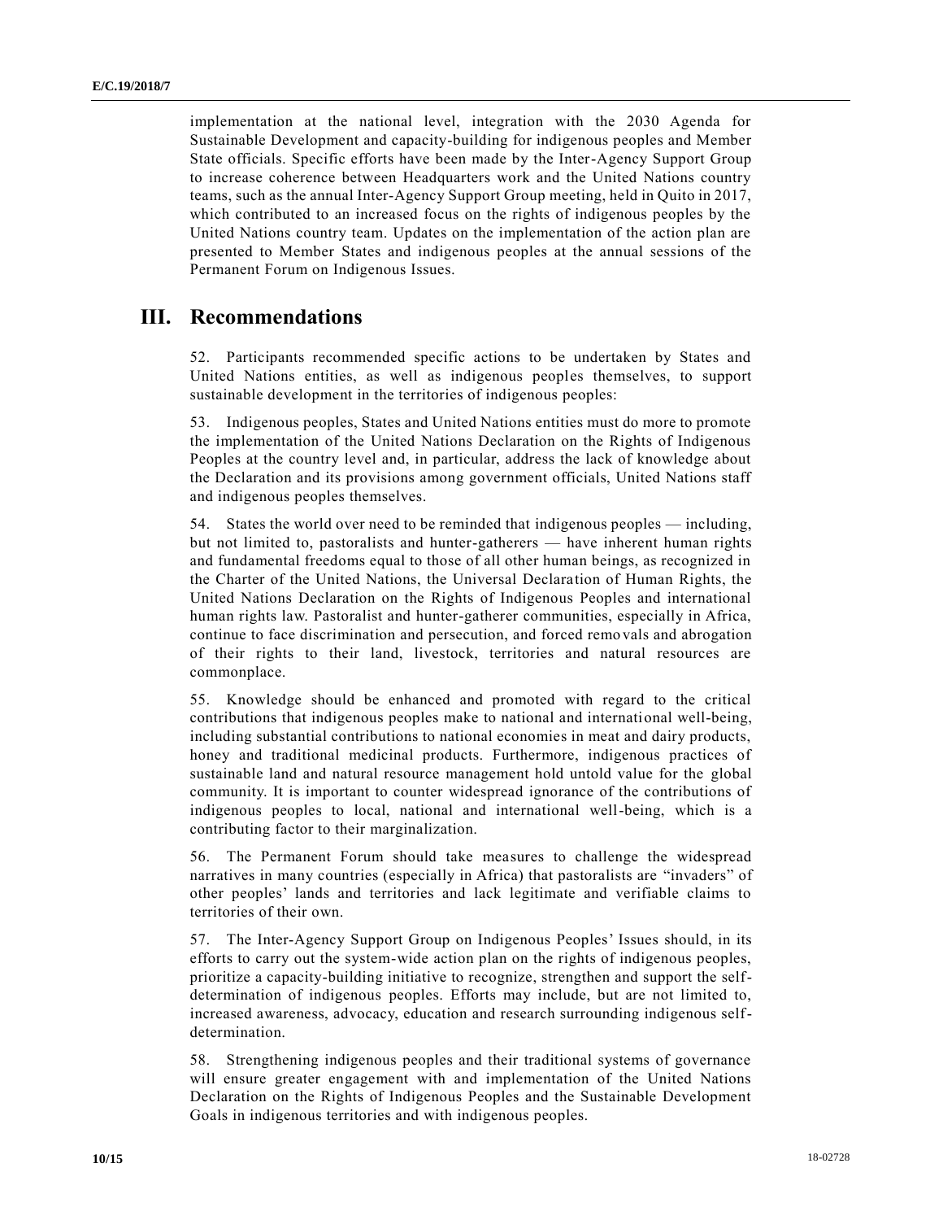implementation at the national level, integration with the 2030 Agenda for Sustainable Development and capacity-building for indigenous peoples and Member State officials. Specific efforts have been made by the Inter-Agency Support Group to increase coherence between Headquarters work and the United Nations country teams, such as the annual Inter-Agency Support Group meeting, held in Quito in 2017, which contributed to an increased focus on the rights of indigenous peoples by the United Nations country team. Updates on the implementation of the action plan are presented to Member States and indigenous peoples at the annual sessions of the Permanent Forum on Indigenous Issues.

# III. Recommendations

52. Participants recommended specific actions to be undertaken by States and United Nations entities, as well as indigenous peoples themselves, to support sustainable development in the territories of indigenous peoples:

53. Indigenous peoples, States and United Nations entities must do more to promote the implementation of the United Nations Declaration on the Rights of Indigenous Peoples at the country level and, in particular, address the lack of knowledge about the Declaration and its provisions among government officials, United Nations staff and indigenous peoples themselves.

54. States the world over need to be reminded that indigenous peoples — including, but not limited to, pastoralists and hunter-gatherers — have inherent human rights and fundamental freedoms equal to those of all other human beings, as recognized in the Charter of the United Nations, the Universal Declaration of Human Rights, the United Nations Declaration on the Rights of Indigenous Peoples and international human rights law. Pastoralist and hunter-gatherer communities, especially in Africa, continue to face discrimination and persecution, and forced removals and abrogation of their rights to their land, livestock, territories and natural resources are commonplace.

55. Knowledge should be enhanced and promoted with regard to the critical contributions that indigenous peoples make to national and international well-being, including substantial contributions to national economies in meat and dairy products, honey and traditional medicinal products. Furthermore, indigenous practices of sustainable land and natural resource management hold untold value for the global community. It is important to counter widespread ignorance of the contributions of indigenous peoples to local, national and international well-being, which is a contributing factor to their marginalization.

56. The Permanent Forum should take measures to challenge the widespread narratives in many countries (especially in Africa) that pastoralists are "invaders" of other peoples' lands and territories and lack legitimate and verifiable claims to territories of their own.

57. The Inter-Agency Support Group on Indigenous Peoples' Issues should, in its efforts to carry out the system-wide action plan on the rights of indigenous peoples, prioritize a capacity-building initiative to recognize, strengthen and support the self-determination of indigenous peoples. Efforts may include, but are not limited to, increased awareness, advocacy, education and research surrounding indigenous self-determination.

58. Strengthening indigenous peoples and their traditional systems of governance will ensure greater engagement with and implementation of the United Nations Declaration on the Rights of Indigenous Peoples and the Sustainable Development Goals in indigenous territories and with indigenous peoples.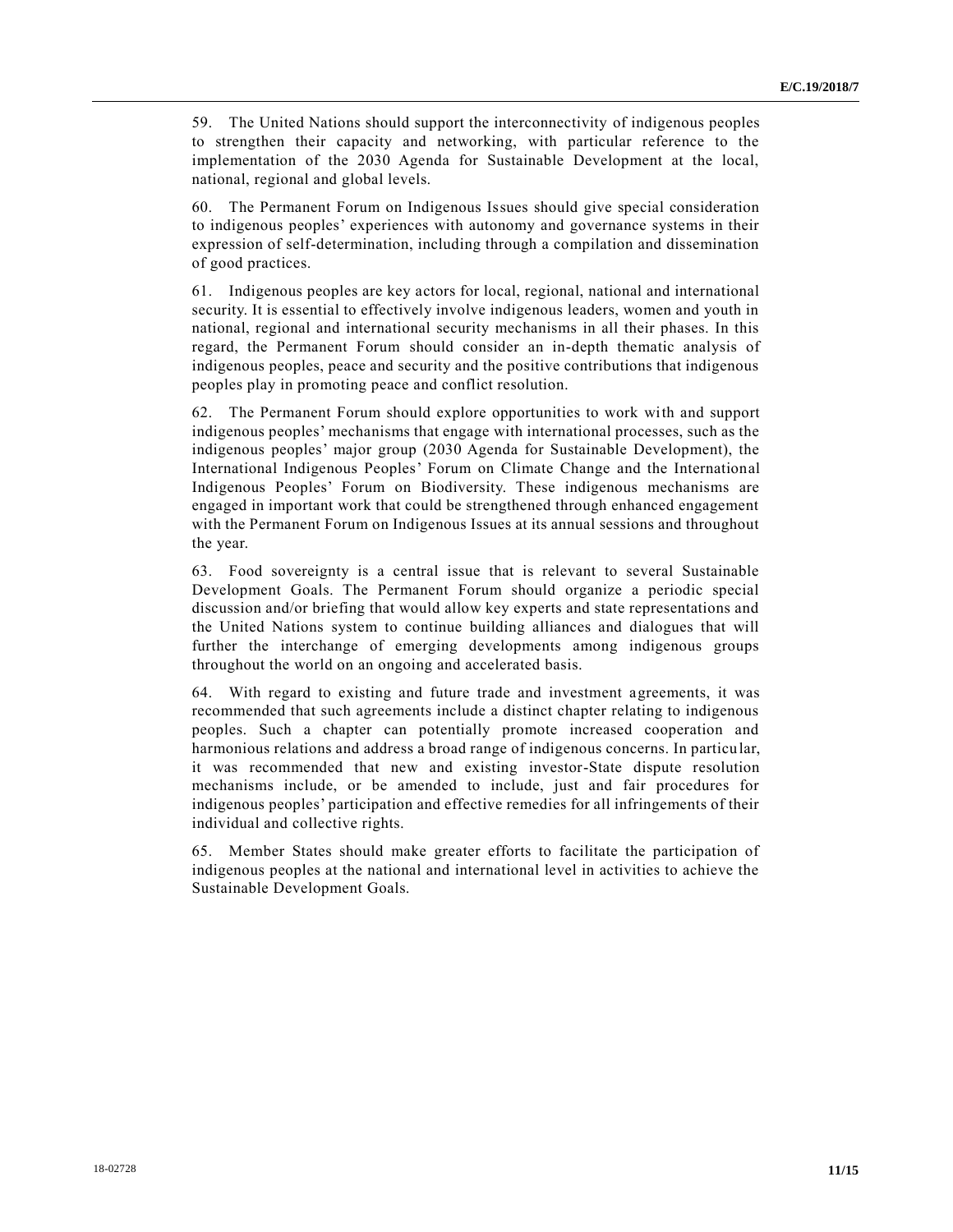59. The United Nations should support the interconnectivity of indigenous peoples to strengthen their capacity and networking, with particular reference to the implementation of the 2030 Agenda for Sustainable Development at the local, national, regional and global levels.

60. The Permanent Forum on Indigenous Issues should give special consideration to indigenous peoples' experiences with autonomy and governance systems in their expression of self-determination, including through a compilation and dissemination of good practices.

61. Indigenous peoples are key actors for local, regional, national and international security. It is essential to effectively involve indigenous leaders, women and youth in national, regional and international security mechanisms in all their phases. In this regard, the Permanent Forum should consider an in-depth thematic analysis of indigenous peoples, peace and security and the positive contributions that indigenous peoples play in promoting peace and conflict resolution.

62. The Permanent Forum should explore opportunities to work with and support indigenous peoples' mechanisms that engage with international processes, such as the indigenous peoples' major group (2030 Agenda for Sustainable Development), the International Indigenous Peoples' Forum on Climate Change and the International Indigenous Peoples' Forum on Biodiversity. These indigenous mechanisms are engaged in important work that could be strengthened through enhanced engagement with the Permanent Forum on Indigenous Issues at its annual sessions and throughout the year.

63. Food sovereignty is a central issue that is relevant to several Sustainable Development Goals. The Permanent Forum should organize a periodic special discussion and/or briefing that would allow key experts and state representations and the United Nations system to continue building alliances and dialogues that will further the interchange of emerging developments among indigenous groups throughout the world on an ongoing and accelerated basis.

64. With regard to existing and future trade and investment agreements, it was recommended that such agreements include a distinct chapter relating to indigenous peoples. Such a chapter can potentially promote increased cooperation and harmonious relations and address a broad range of indigenous concerns. In particular, it was recommended that new and existing investor-State dispute resolution mechanisms include, or be amended to include, just and fair procedures for indigenous peoples' participation and effective remedies for all infringements of their individual and collective rights.

65. Member States should make greater efforts to facilitate the participation of indigenous peoples at the national and international level in activities to achieve the Sustainable Development Goals.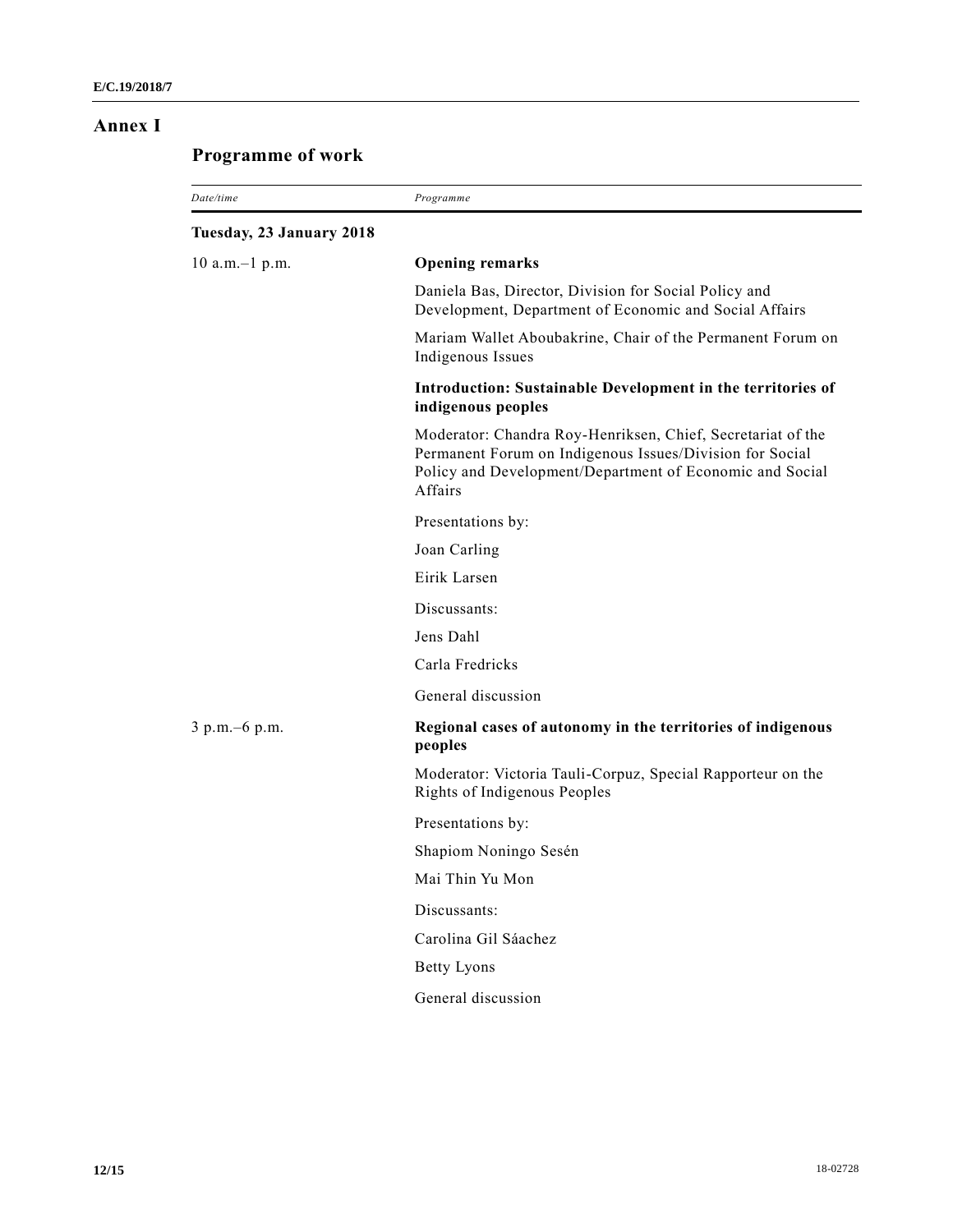# Annex I

## Programme of work

| *Date/time* | *Programme* |
|---|---|
| **Tuesday, 23 January 2018** | |
| 10 a.m.–1 p.m. | **Opening remarks** |
| | Daniela Bas, Director, Division for Social Policy and Development, Department of Economic and Social Affairs |
| | Mariam Wallet Aboubakrine, Chair of the Permanent Forum on Indigenous Issues |
| | **Introduction: Sustainable Development in the territories of indigenous peoples** |
| | Moderator: Chandra Roy-Henriksen, Chief, Secretariat of the Permanent Forum on Indigenous Issues/Division for Social Policy and Development/Department of Economic and Social Affairs |
| | Presentations by: |
| | Joan Carling |
| | Eirik Larsen |
| | Discussants: |
| | Jens Dahl |
| | Carla Fredricks |
| | General discussion |
| 3 p.m.–6 p.m. | **Regional cases of autonomy in the territories of indigenous peoples** |
| | Moderator: Victoria Tauli-Corpuz, Special Rapporteur on the Rights of Indigenous Peoples |
| | Presentations by: |
| | Shapiom Noningo Sesén |
| | Mai Thin Yu Mon |
| | Discussants: |
| | Carolina Gil Sáachez |
| | Betty Lyons |
| | General discussion |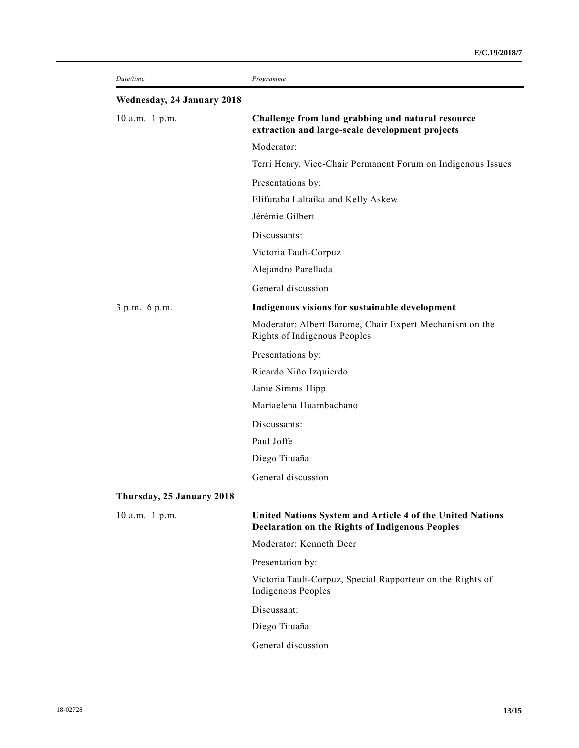| *Date/time* | *Programme* |
|---|---|
| **Wednesday, 24 January 2018** | |
| 10 a.m.–1 p.m. | **Challenge from land grabbing and natural resource extraction and large-scale development projects** |
| | Moderator: |
| | Terri Henry, Vice-Chair Permanent Forum on Indigenous Issues |
| | Presentations by: |
| | Elifuraha Laltaika and Kelly Askew |
| | Jérémie Gilbert |
| | Discussants: |
| | Victoria Tauli-Corpuz |
| | Alejandro Parellada |
| | General discussion |
| 3 p.m.–6 p.m. | **Indigenous visions for sustainable development** |
| | Moderator: Albert Barume, Chair Expert Mechanism on the Rights of Indigenous Peoples |
| | Presentations by: |
| | Ricardo Niño Izquierdo |
| | Janie Simms Hipp |
| | Mariaelena Huambachano |
| | Discussants: |
| | Paul Joffe |
| | Diego Tituaña |
| | General discussion |
| **Thursday, 25 January 2018** | |
| 10 a.m.–1 p.m. | **United Nations System and Article 4 of the United Nations Declaration on the Rights of Indigenous Peoples** |
| | Moderator: Kenneth Deer |
| | Presentation by: |
| | Victoria Tauli-Corpuz, Special Rapporteur on the Rights of Indigenous Peoples |
| | Discussant: |
| | Diego Tituaña |
| | General discussion |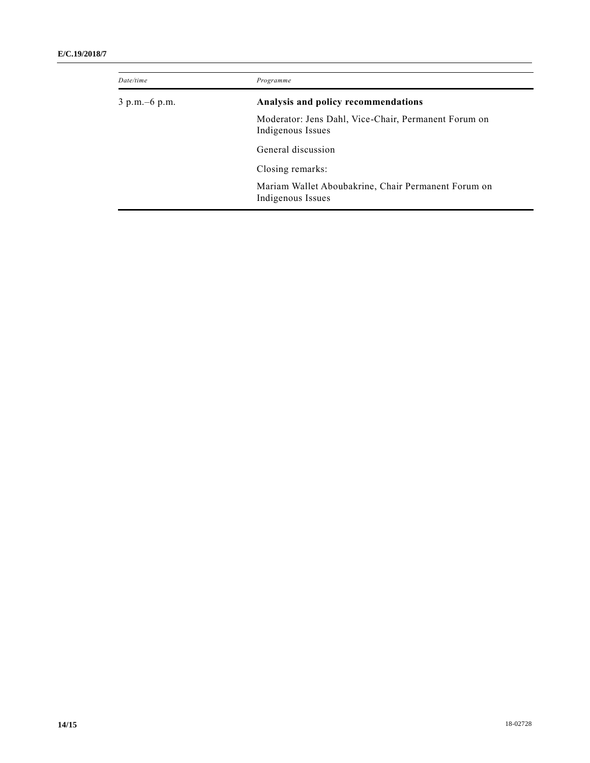| *Date/time* | *Programme* |
| --- | --- |
| 3 p.m.–6 p.m. | **Analysis and policy recommendations** |
| | Moderator: Jens Dahl, Vice-Chair, Permanent Forum on Indigenous Issues |
| | General discussion |
| | Closing remarks: |
| | Mariam Wallet Aboubakrine, Chair Permanent Forum on Indigenous Issues |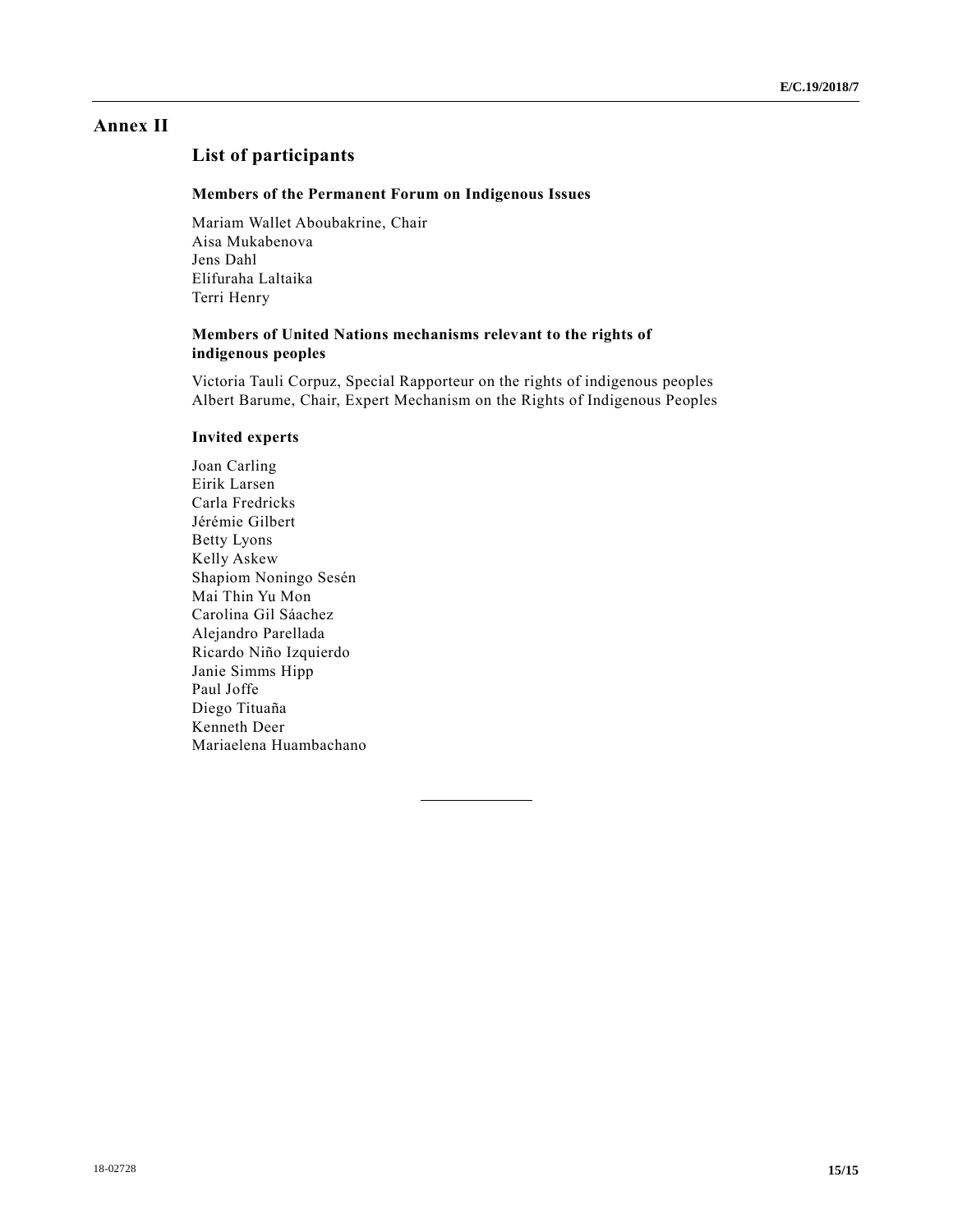# Annex II

## List of participants

### Members of the Permanent Forum on Indigenous Issues

Mariam Wallet Aboubakrine, Chair
Aisa Mukabenova
Jens Dahl
Elifuraha Laltaika
Terri Henry

### Members of United Nations mechanisms relevant to the rights of indigenous peoples

Victoria Tauli Corpuz, Special Rapporteur on the rights of indigenous peoples
Albert Barume, Chair, Expert Mechanism on the Rights of Indigenous Peoples

### Invited experts

Joan Carling
Eirik Larsen
Carla Fredricks
Jérémie Gilbert
Betty Lyons
Kelly Askew
Shapiom Noningo Sesén
Mai Thin Yu Mon
Carolina Gil Sáachez
Alejandro Parellada
Ricardo Niño Izquierdo
Janie Simms Hipp
Paul Joffe
Diego Tituaña
Kenneth Deer
Mariaelena Huambachano